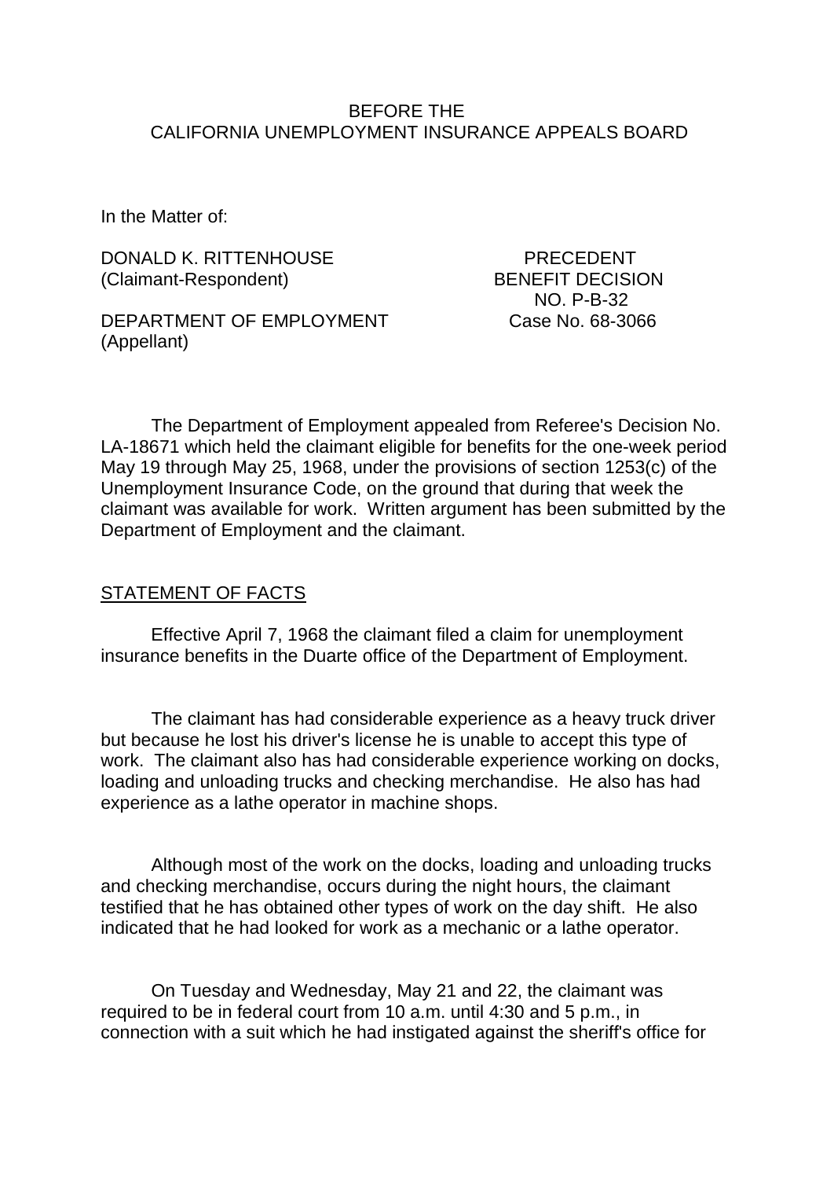BEFORE THE
CALIFORNIA UNEMPLOYMENT INSURANCE APPEALS BOARD

In the Matter of:

DONALD K. RITTENHOUSE (Claimant-Respondent)

DEPARTMENT OF EMPLOYMENT (Appellant)

PRECEDENT BENEFIT DECISION NO. P-B-32
Case No. 68-3066

The Department of Employment appealed from Referee's Decision No. LA-18671 which held the claimant eligible for benefits for the one-week period May 19 through May 25, 1968, under the provisions of section 1253(c) of the Unemployment Insurance Code, on the ground that during that week the claimant was available for work. Written argument has been submitted by the Department of Employment and the claimant.

STATEMENT OF FACTS

Effective April 7, 1968 the claimant filed a claim for unemployment insurance benefits in the Duarte office of the Department of Employment.

The claimant has had considerable experience as a heavy truck driver but because he lost his driver's license he is unable to accept this type of work. The claimant also has had considerable experience working on docks, loading and unloading trucks and checking merchandise. He also has had experience as a lathe operator in machine shops.

Although most of the work on the docks, loading and unloading trucks and checking merchandise, occurs during the night hours, the claimant testified that he has obtained other types of work on the day shift. He also indicated that he had looked for work as a mechanic or a lathe operator.

On Tuesday and Wednesday, May 21 and 22, the claimant was required to be in federal court from 10 a.m. until 4:30 and 5 p.m., in connection with a suit which he had instigated against the sheriff's office for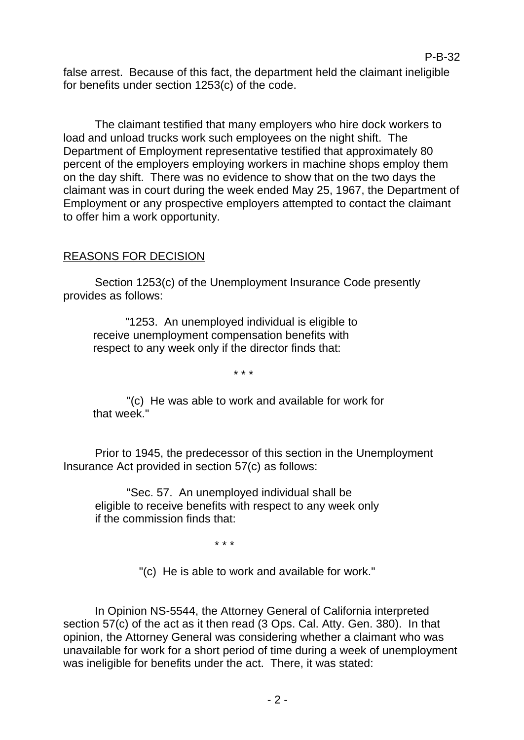false arrest. Because of this fact, the department held the claimant ineligible for benefits under section 1253(c) of the code.

The claimant testified that many employers who hire dock workers to load and unload trucks work such employees on the night shift. The Department of Employment representative testified that approximately 80 percent of the employers employing workers in machine shops employ them on the day shift. There was no evidence to show that on the two days the claimant was in court during the week ended May 25, 1967, the Department of Employment or any prospective employers attempted to contact the claimant to offer him a work opportunity.

## REASONS FOR DECISION

Section 1253(c) of the Unemployment Insurance Code presently provides as follows:

> "1253. An unemployed individual is eligible to receive unemployment compensation benefits with respect to any week only if the director finds that:
>
> \* \* \*
>
> "(c) He was able to work and available for work for that week."

Prior to 1945, the predecessor of this section in the Unemployment Insurance Act provided in section 57(c) as follows:

> "Sec. 57. An unemployed individual shall be eligible to receive benefits with respect to any week only if the commission finds that:
>
> \* \* \*
>
> "(c) He is able to work and available for work."

In Opinion NS-5544, the Attorney General of California interpreted section 57(c) of the act as it then read (3 Ops. Cal. Atty. Gen. 380). In that opinion, the Attorney General was considering whether a claimant who was unavailable for work for a short period of time during a week of unemployment was ineligible for benefits under the act. There, it was stated: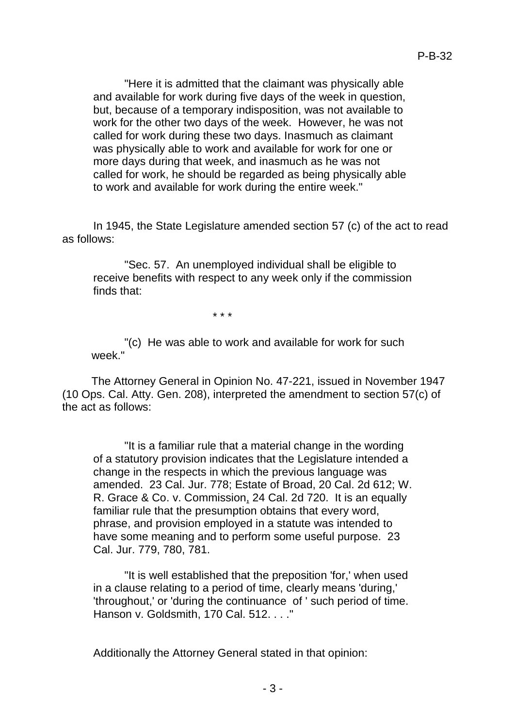"Here it is admitted that the claimant was physically able and available for work during five days of the week in question, but, because of a temporary indisposition, was not available to work for the other two days of the week. However, he was not called for work during these two days. Inasmuch as claimant was physically able to work and available for work for one or more days during that week, and inasmuch as he was not called for work, he should be regarded as being physically able to work and available for work during the entire week."

In 1945, the State Legislature amended section 57 (c) of the act to read as follows:

"Sec. 57. An unemployed individual shall be eligible to receive benefits with respect to any week only if the commission finds that:

\* \* \*

"(c) He was able to work and available for work for such week."

The Attorney General in Opinion No. 47-221, issued in November 1947 (10 Ops. Cal. Atty. Gen. 208), interpreted the amendment to section 57(c) of the act as follows:

"It is a familiar rule that a material change in the wording of a statutory provision indicates that the Legislature intended a change in the respects in which the previous language was amended. 23 Cal. Jur. 778; Estate of Broad, 20 Cal. 2d 612; W. R. Grace & Co. v. Commission, 24 Cal. 2d 720. It is an equally familiar rule that the presumption obtains that every word, phrase, and provision employed in a statute was intended to have some meaning and to perform some useful purpose. 23 Cal. Jur. 779, 780, 781.

"It is well established that the preposition 'for,' when used in a clause relating to a period of time, clearly means 'during,' 'throughout,' or 'during the continuance of ' such period of time. Hanson v. Goldsmith, 170 Cal. 512. . . ."

Additionally the Attorney General stated in that opinion: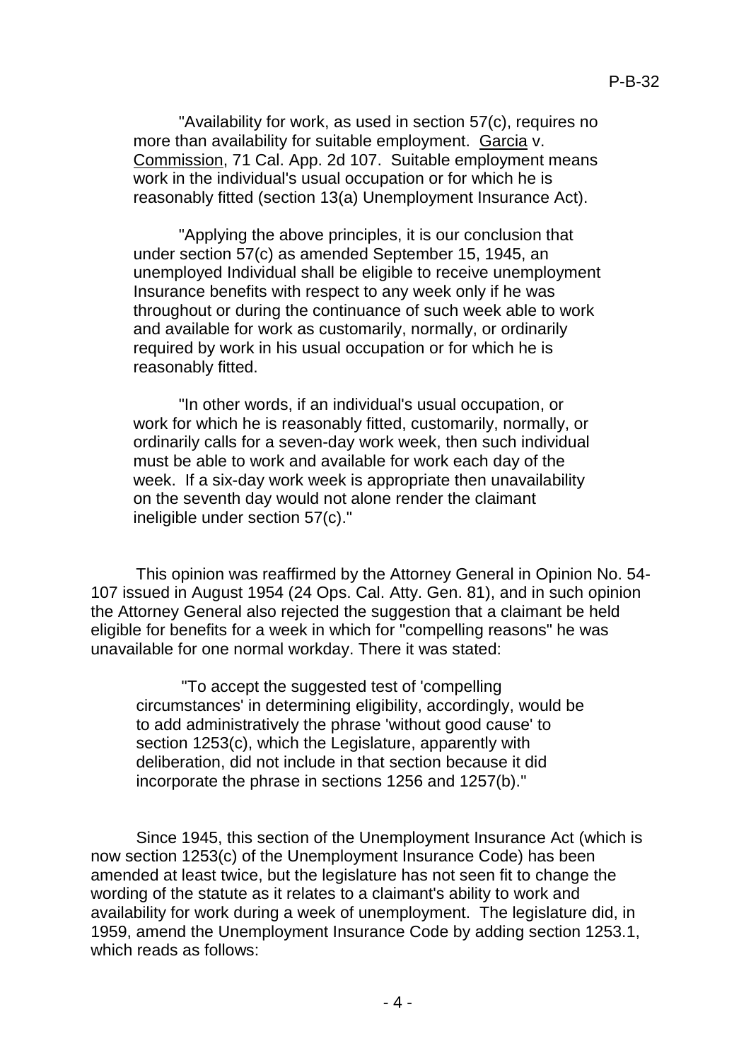"Availability for work, as used in section 57(c), requires no more than availability for suitable employment. Garcia v. Commission, 71 Cal. App. 2d 107. Suitable employment means work in the individual's usual occupation or for which he is reasonably fitted (section 13(a) Unemployment Insurance Act).

"Applying the above principles, it is our conclusion that under section 57(c) as amended September 15, 1945, an unemployed Individual shall be eligible to receive unemployment Insurance benefits with respect to any week only if he was throughout or during the continuance of such week able to work and available for work as customarily, normally, or ordinarily required by work in his usual occupation or for which he is reasonably fitted.

"In other words, if an individual's usual occupation, or work for which he is reasonably fitted, customarily, normally, or ordinarily calls for a seven-day work week, then such individual must be able to work and available for work each day of the week. If a six-day work week is appropriate then unavailability on the seventh day would not alone render the claimant ineligible under section 57(c)."

This opinion was reaffirmed by the Attorney General in Opinion No. 54-107 issued in August 1954 (24 Ops. Cal. Atty. Gen. 81), and in such opinion the Attorney General also rejected the suggestion that a claimant be held eligible for benefits for a week in which for "compelling reasons" he was unavailable for one normal workday. There it was stated:

"To accept the suggested test of 'compelling circumstances' in determining eligibility, accordingly, would be to add administratively the phrase 'without good cause' to section 1253(c), which the Legislature, apparently with deliberation, did not include in that section because it did incorporate the phrase in sections 1256 and 1257(b)."

Since 1945, this section of the Unemployment Insurance Act (which is now section 1253(c) of the Unemployment Insurance Code) has been amended at least twice, but the legislature has not seen fit to change the wording of the statute as it relates to a claimant's ability to work and availability for work during a week of unemployment. The legislature did, in 1959, amend the Unemployment Insurance Code by adding section 1253.1, which reads as follows: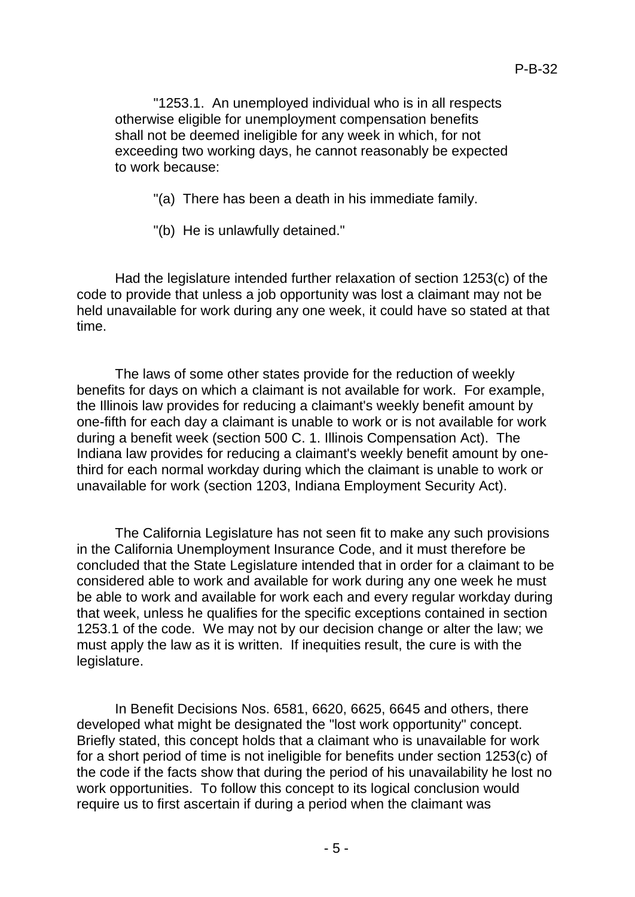"1253.1. An unemployed individual who is in all respects otherwise eligible for unemployment compensation benefits shall not be deemed ineligible for any week in which, for not exceeding two working days, he cannot reasonably be expected to work because:

"(a) There has been a death in his immediate family.

"(b) He is unlawfully detained."

Had the legislature intended further relaxation of section 1253(c) of the code to provide that unless a job opportunity was lost a claimant may not be held unavailable for work during any one week, it could have so stated at that time.

The laws of some other states provide for the reduction of weekly benefits for days on which a claimant is not available for work. For example, the Illinois law provides for reducing a claimant's weekly benefit amount by one-fifth for each day a claimant is unable to work or is not available for work during a benefit week (section 500 C. 1. Illinois Compensation Act). The Indiana law provides for reducing a claimant's weekly benefit amount by one-third for each normal workday during which the claimant is unable to work or unavailable for work (section 1203, Indiana Employment Security Act).

The California Legislature has not seen fit to make any such provisions in the California Unemployment Insurance Code, and it must therefore be concluded that the State Legislature intended that in order for a claimant to be considered able to work and available for work during any one week he must be able to work and available for work each and every regular workday during that week, unless he qualifies for the specific exceptions contained in section 1253.1 of the code. We may not by our decision change or alter the law; we must apply the law as it is written. If inequities result, the cure is with the legislature.

In Benefit Decisions Nos. 6581, 6620, 6625, 6645 and others, there developed what might be designated the "lost work opportunity" concept. Briefly stated, this concept holds that a claimant who is unavailable for work for a short period of time is not ineligible for benefits under section 1253(c) of the code if the facts show that during the period of his unavailability he lost no work opportunities. To follow this concept to its logical conclusion would require us to first ascertain if during a period when the claimant was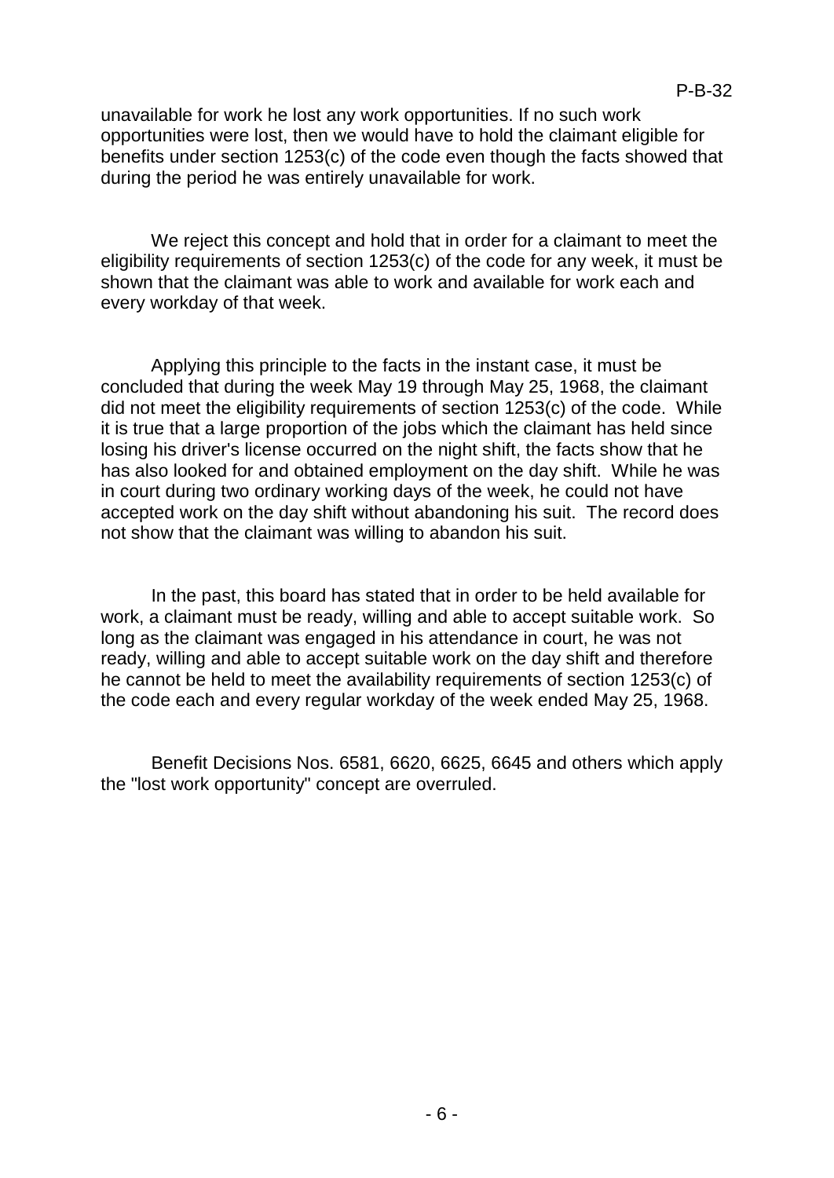unavailable for work he lost any work opportunities. If no such work opportunities were lost, then we would have to hold the claimant eligible for benefits under section 1253(c) of the code even though the facts showed that during the period he was entirely unavailable for work.

We reject this concept and hold that in order for a claimant to meet the eligibility requirements of section 1253(c) of the code for any week, it must be shown that the claimant was able to work and available for work each and every workday of that week.

Applying this principle to the facts in the instant case, it must be concluded that during the week May 19 through May 25, 1968, the claimant did not meet the eligibility requirements of section 1253(c) of the code. While it is true that a large proportion of the jobs which the claimant has held since losing his driver's license occurred on the night shift, the facts show that he has also looked for and obtained employment on the day shift. While he was in court during two ordinary working days of the week, he could not have accepted work on the day shift without abandoning his suit. The record does not show that the claimant was willing to abandon his suit.

In the past, this board has stated that in order to be held available for work, a claimant must be ready, willing and able to accept suitable work. So long as the claimant was engaged in his attendance in court, he was not ready, willing and able to accept suitable work on the day shift and therefore he cannot be held to meet the availability requirements of section 1253(c) of the code each and every regular workday of the week ended May 25, 1968.

Benefit Decisions Nos. 6581, 6620, 6625, 6645 and others which apply the "lost work opportunity" concept are overruled.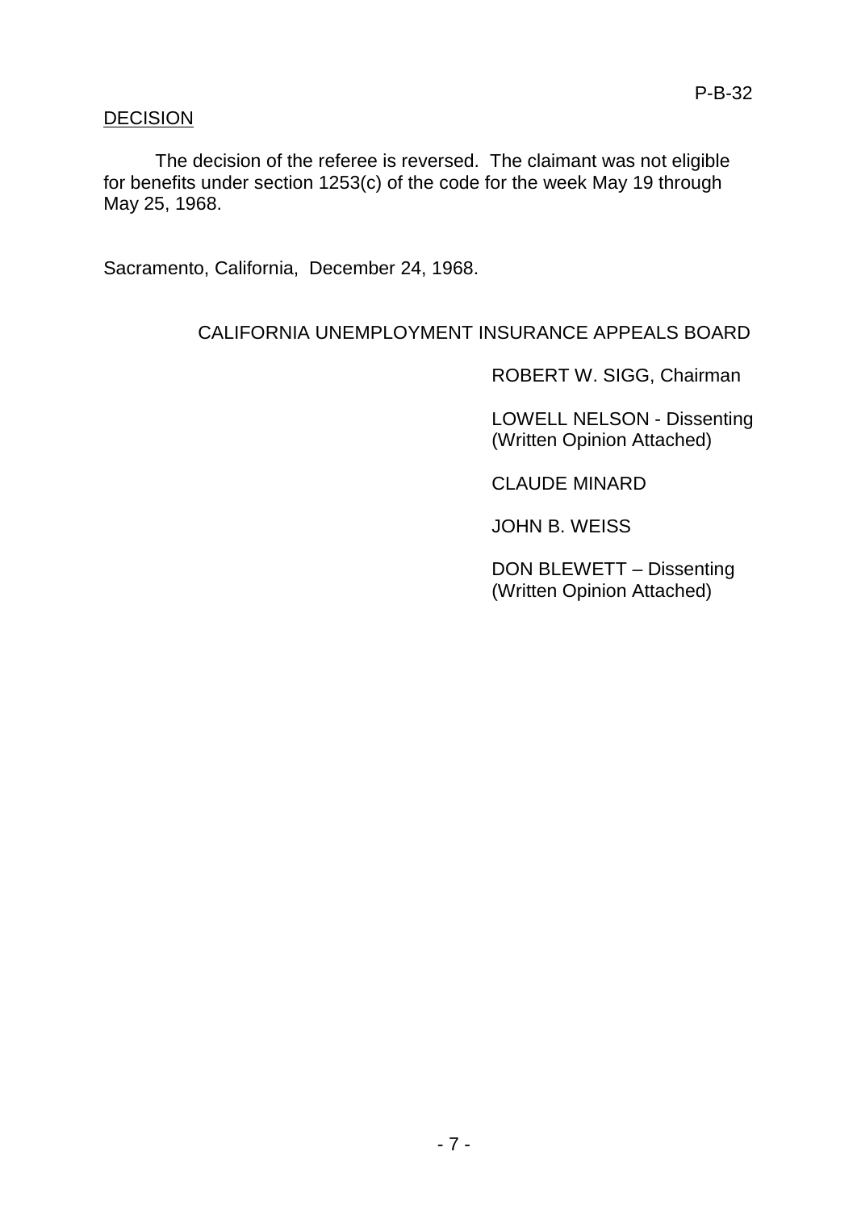P-B-32

DECISION

The decision of the referee is reversed. The claimant was not eligible for benefits under section 1253(c) of the code for the week May 19 through May 25, 1968.

Sacramento, California, December 24, 1968.

CALIFORNIA UNEMPLOYMENT INSURANCE APPEALS BOARD

ROBERT W. SIGG, Chairman

LOWELL NELSON - Dissenting
(Written Opinion Attached)

CLAUDE MINARD

JOHN B. WEISS

DON BLEWETT – Dissenting
(Written Opinion Attached)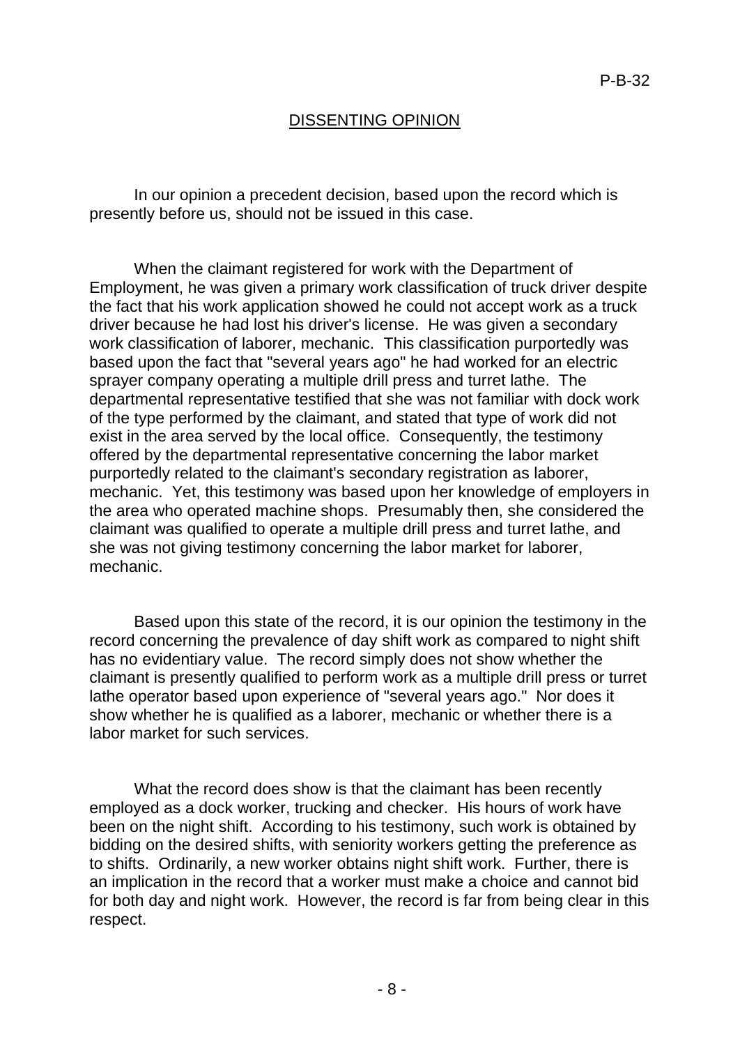## DISSENTING OPINION

In our opinion a precedent decision, based upon the record which is presently before us, should not be issued in this case.

When the claimant registered for work with the Department of Employment, he was given a primary work classification of truck driver despite the fact that his work application showed he could not accept work as a truck driver because he had lost his driver's license. He was given a secondary work classification of laborer, mechanic. This classification purportedly was based upon the fact that "several years ago" he had worked for an electric sprayer company operating a multiple drill press and turret lathe. The departmental representative testified that she was not familiar with dock work of the type performed by the claimant, and stated that type of work did not exist in the area served by the local office. Consequently, the testimony offered by the departmental representative concerning the labor market purportedly related to the claimant's secondary registration as laborer, mechanic. Yet, this testimony was based upon her knowledge of employers in the area who operated machine shops. Presumably then, she considered the claimant was qualified to operate a multiple drill press and turret lathe, and she was not giving testimony concerning the labor market for laborer, mechanic.

Based upon this state of the record, it is our opinion the testimony in the record concerning the prevalence of day shift work as compared to night shift has no evidentiary value. The record simply does not show whether the claimant is presently qualified to perform work as a multiple drill press or turret lathe operator based upon experience of "several years ago." Nor does it show whether he is qualified as a laborer, mechanic or whether there is a labor market for such services.

What the record does show is that the claimant has been recently employed as a dock worker, trucking and checker. His hours of work have been on the night shift. According to his testimony, such work is obtained by bidding on the desired shifts, with seniority workers getting the preference as to shifts. Ordinarily, a new worker obtains night shift work. Further, there is an implication in the record that a worker must make a choice and cannot bid for both day and night work. However, the record is far from being clear in this respect.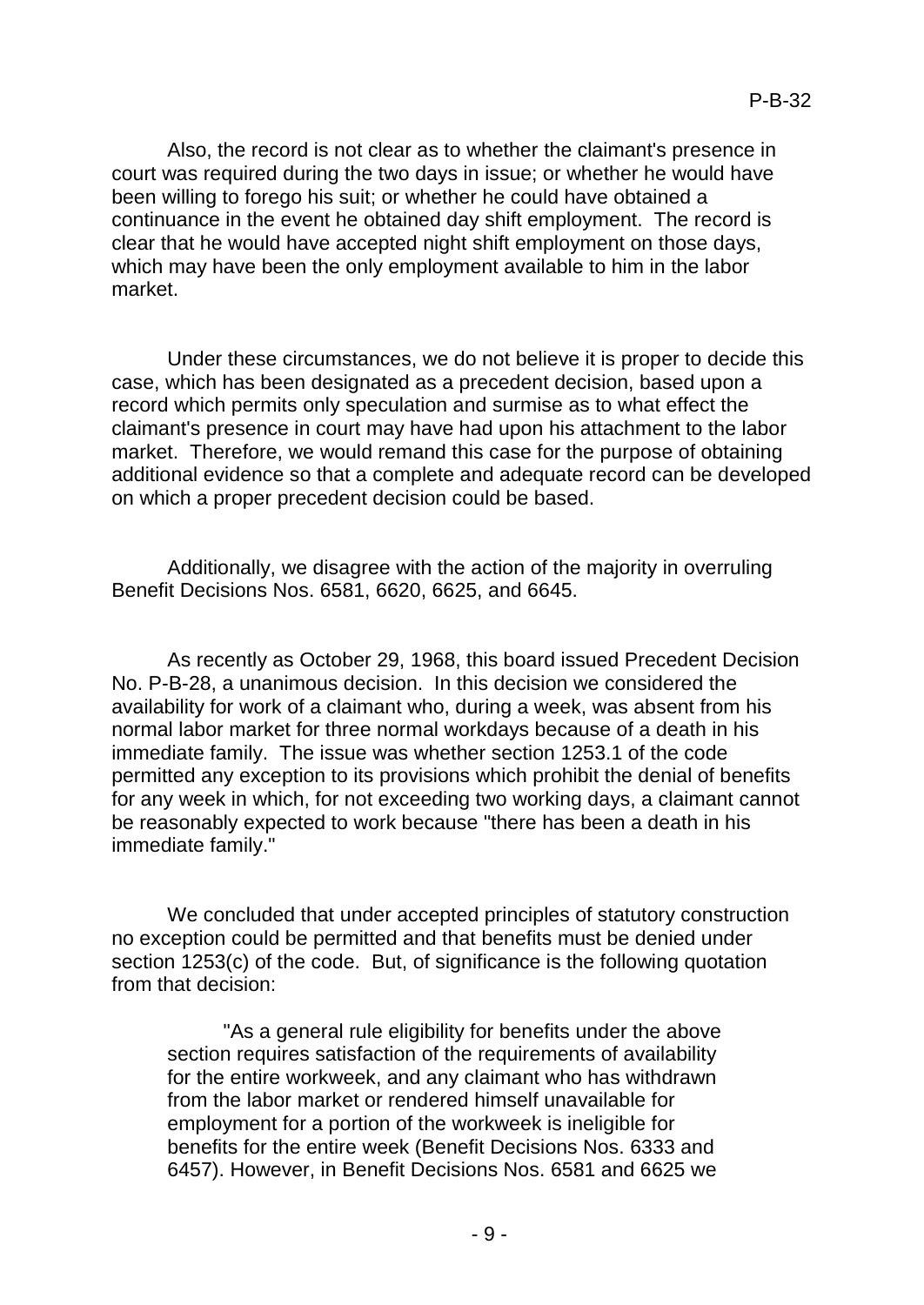Also, the record is not clear as to whether the claimant's presence in court was required during the two days in issue; or whether he would have been willing to forego his suit; or whether he could have obtained a continuance in the event he obtained day shift employment. The record is clear that he would have accepted night shift employment on those days, which may have been the only employment available to him in the labor market.

Under these circumstances, we do not believe it is proper to decide this case, which has been designated as a precedent decision, based upon a record which permits only speculation and surmise as to what effect the claimant's presence in court may have had upon his attachment to the labor market. Therefore, we would remand this case for the purpose of obtaining additional evidence so that a complete and adequate record can be developed on which a proper precedent decision could be based.

Additionally, we disagree with the action of the majority in overruling Benefit Decisions Nos. 6581, 6620, 6625, and 6645.

As recently as October 29, 1968, this board issued Precedent Decision No. P-B-28, a unanimous decision. In this decision we considered the availability for work of a claimant who, during a week, was absent from his normal labor market for three normal workdays because of a death in his immediate family. The issue was whether section 1253.1 of the code permitted any exception to its provisions which prohibit the denial of benefits for any week in which, for not exceeding two working days, a claimant cannot be reasonably expected to work because "there has been a death in his immediate family."

We concluded that under accepted principles of statutory construction no exception could be permitted and that benefits must be denied under section 1253(c) of the code. But, of significance is the following quotation from that decision:

> "As a general rule eligibility for benefits under the above section requires satisfaction of the requirements of availability for the entire workweek, and any claimant who has withdrawn from the labor market or rendered himself unavailable for employment for a portion of the workweek is ineligible for benefits for the entire week (Benefit Decisions Nos. 6333 and 6457). However, in Benefit Decisions Nos. 6581 and 6625 we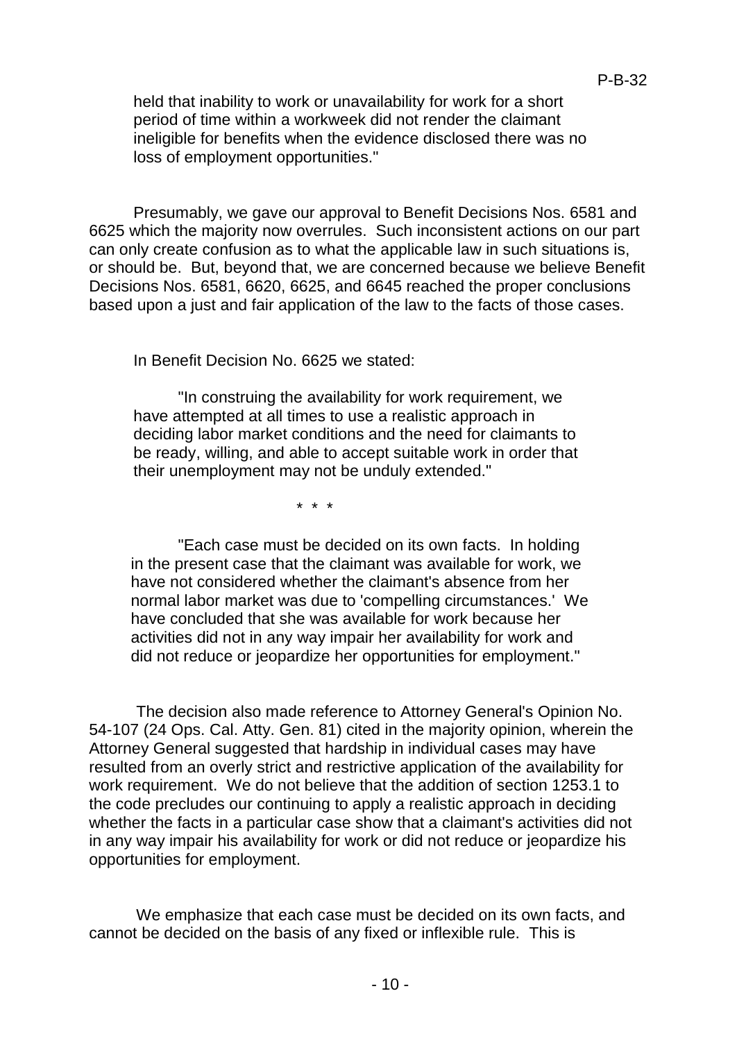held that inability to work or unavailability for work for a short period of time within a workweek did not render the claimant ineligible for benefits when the evidence disclosed there was no loss of employment opportunities."

Presumably, we gave our approval to Benefit Decisions Nos. 6581 and 6625 which the majority now overrules. Such inconsistent actions on our part can only create confusion as to what the applicable law in such situations is, or should be. But, beyond that, we are concerned because we believe Benefit Decisions Nos. 6581, 6620, 6625, and 6645 reached the proper conclusions based upon a just and fair application of the law to the facts of those cases.

In Benefit Decision No. 6625 we stated:

> "In construing the availability for work requirement, we have attempted at all times to use a realistic approach in deciding labor market conditions and the need for claimants to be ready, willing, and able to accept suitable work in order that their unemployment may not be unduly extended."
>
> \* \* \*
>
> "Each case must be decided on its own facts. In holding in the present case that the claimant was available for work, we have not considered whether the claimant's absence from her normal labor market was due to 'compelling circumstances.' We have concluded that she was available for work because her activities did not in any way impair her availability for work and did not reduce or jeopardize her opportunities for employment."

The decision also made reference to Attorney General's Opinion No. 54-107 (24 Ops. Cal. Atty. Gen. 81) cited in the majority opinion, wherein the Attorney General suggested that hardship in individual cases may have resulted from an overly strict and restrictive application of the availability for work requirement. We do not believe that the addition of section 1253.1 to the code precludes our continuing to apply a realistic approach in deciding whether the facts in a particular case show that a claimant's activities did not in any way impair his availability for work or did not reduce or jeopardize his opportunities for employment.

We emphasize that each case must be decided on its own facts, and cannot be decided on the basis of any fixed or inflexible rule. This is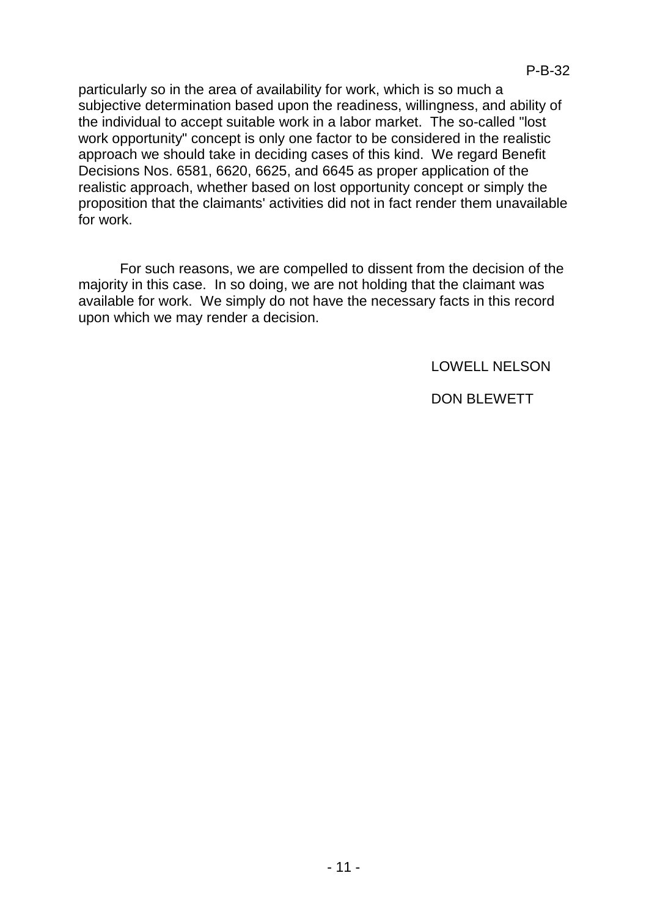particularly so in the area of availability for work, which is so much a subjective determination based upon the readiness, willingness, and ability of the individual to accept suitable work in a labor market. The so-called "lost work opportunity" concept is only one factor to be considered in the realistic approach we should take in deciding cases of this kind. We regard Benefit Decisions Nos. 6581, 6620, 6625, and 6645 as proper application of the realistic approach, whether based on lost opportunity concept or simply the proposition that the claimants' activities did not in fact render them unavailable for work.

For such reasons, we are compelled to dissent from the decision of the majority in this case. In so doing, we are not holding that the claimant was available for work. We simply do not have the necessary facts in this record upon which we may render a decision.

LOWELL NELSON

DON BLEWETT